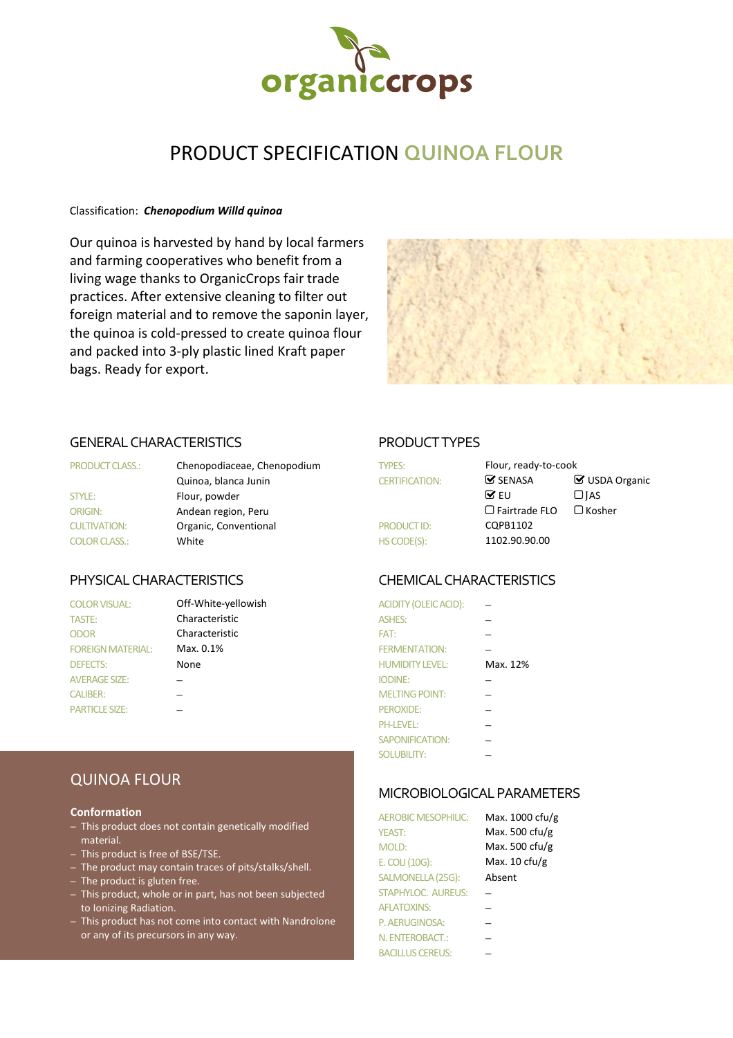organiccrops

# PRODUCT SPECIFICATION QUINOA FLOUR

Classification: ***Chenopodium Willd quinoa***

Our quinoa is harvested by hand by local farmers and farming cooperatives who benefit from a living wage thanks to OrganicCrops fair trade practices. After extensive cleaning to filter out foreign material and to remove the saponin layer, the quinoa is cold-pressed to create quinoa flour and packed into 3-ply plastic lined Kraft paper bags. Ready for export.

## GENERAL CHARACTERISTICS

| | |
|---|---|
| PRODUCT CLASS.: | Chenopodiaceae, Chenopodium Quinoa, blanca Junin |
| STYLE: | Flour, powder |
| ORIGIN: | Andean region, Peru |
| CULTIVATION: | Organic, Conventional |
| COLOR CLASS.: | White |

## PRODUCT TYPES

| | | |
|---|---|---|
| TYPES: | Flour, ready-to-cook | |
| CERTIFICATION: | ☑ SENASA | ☑ USDA Organic |
| | ☑ EU | ☐ JAS |
| | ☐ Fairtrade FLO | ☐ Kosher |
| PRODUCT ID: | CQPB1102 | |
| HS CODE(S): | 1102.90.90.00 | |

## PHYSICAL CHARACTERISTICS

| | |
|---|---|
| COLOR VISUAL: | Off-White-yellowish |
| TASTE: | Characteristic |
| ODOR | Characteristic |
| FOREIGN MATERIAL: | Max. 0.1% |
| DEFECTS: | None |
| AVERAGE SIZE: | – |
| CALIBER: | – |
| PARTICLE SIZE: | – |

## CHEMICAL CHARACTERISTICS

| | |
|---|---|
| ACIDITY (OLEIC ACID): | – |
| ASHES: | – |
| FAT: | – |
| FERMENTATION: | – |
| HUMIDITY LEVEL: | Max. 12% |
| IODINE: | – |
| MELTING POINT: | – |
| PEROXIDE: | – |
| PH-LEVEL: | – |
| SAPONIFICATION: | – |
| SOLUBILITY: | – |

## QUINOA FLOUR

**Conformation**

- This product does not contain genetically modified material.
- This product is free of BSE/TSE.
- The product may contain traces of pits/stalks/shell.
- The product is gluten free.
- This product, whole or in part, has not been subjected to Ionizing Radiation.
- This product has not come into contact with Nandrolone or any of its precursors in any way.

## MICROBIOLOGICAL PARAMETERS

| | |
|---|---|
| AEROBIC MESOPHILIC: | Max. 1000 cfu/g |
| YEAST: | Max. 500 cfu/g |
| MOLD: | Max. 500 cfu/g |
| E. COLI (10G): | Max. 10 cfu/g |
| SALMONELLA (25G): | Absent |
| STAPHYLOC. AUREUS: | – |
| AFLATOXINS: | – |
| P. AERUGINOSA: | – |
| N. ENTEROBACT.: | – |
| BACILLUS CEREUS: | – |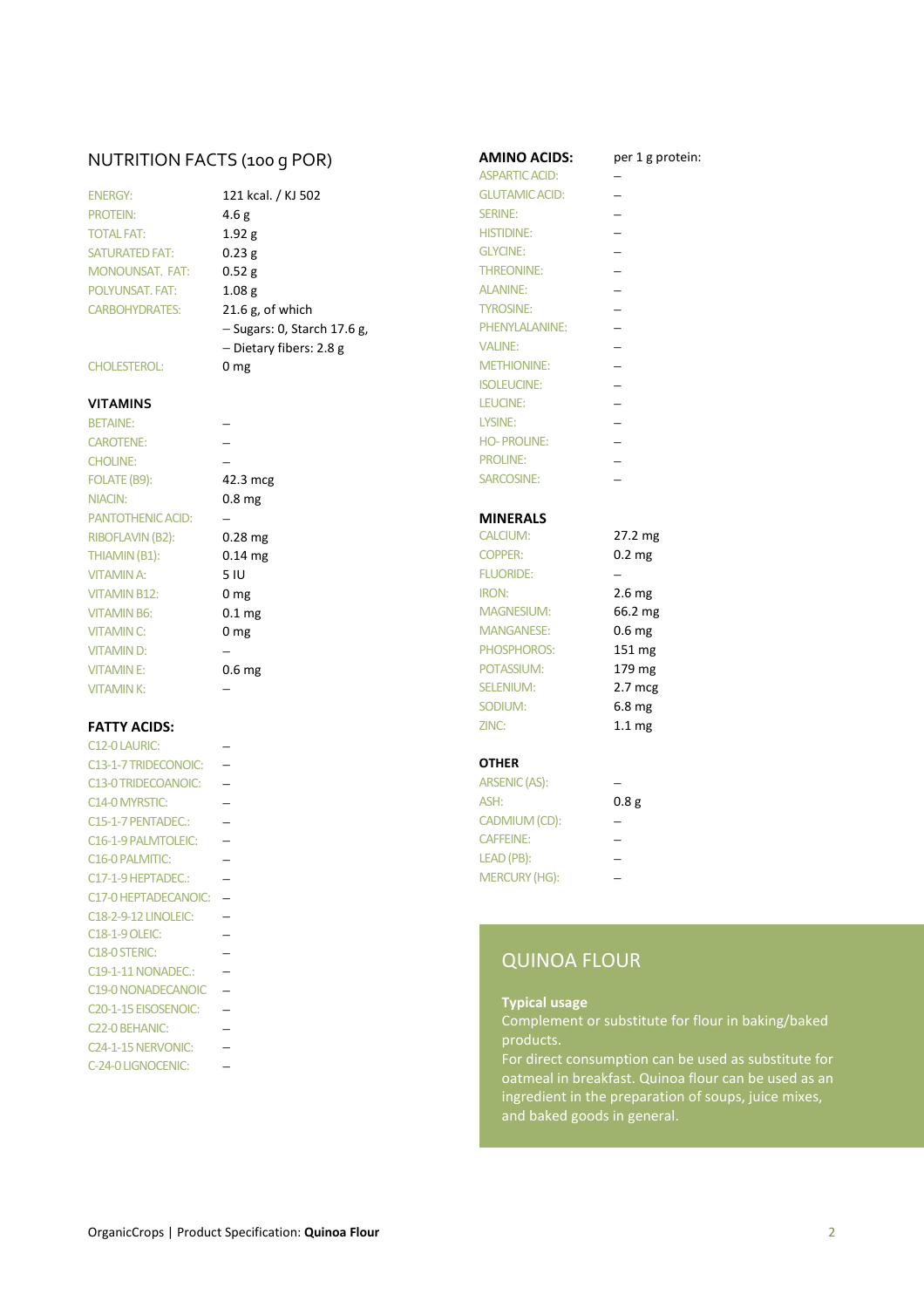## NUTRITION FACTS (100 g POR)

| | |
|---|---|
| ENERGY: | 121 kcal. / KJ 502 |
| PROTEIN: | 4.6 g |
| TOTAL FAT: | 1.92 g |
| SATURATED FAT: | 0.23 g |
| MONOUNSAT. FAT: | 0.52 g |
| POLYUNSAT. FAT: | 1.08 g |
| CARBOHYDRATES: | 21.6 g, of which |
| | – Sugars: 0, Starch 17.6 g, |
| | – Dietary fibers: 2.8 g |
| CHOLESTEROL: | 0 mg |

### VITAMINS

| | |
|---|---|
| BETAINE: | – |
| CAROTENE: | – |
| CHOLINE: | – |
| FOLATE (B9): | 42.3 mcg |
| NIACIN: | 0.8 mg |
| PANTOTHENIC ACID: | – |
| RIBOFLAVIN (B2): | 0.28 mg |
| THIAMIN (B1): | 0.14 mg |
| VITAMIN A: | 5 IU |
| VITAMIN B12: | 0 mg |
| VITAMIN B6: | 0.1 mg |
| VITAMIN C: | 0 mg |
| VITAMIN D: | – |
| VITAMIN E: | 0.6 mg |
| VITAMIN K: | – |

### FATTY ACIDS:

| | |
|---|---|
| C12-0 LAURIC: | – |
| C13-1-7 TRIDECONOIC: | – |
| C13-0 TRIDECOANOIC: | – |
| C14-0 MYRSTIC: | – |
| C15-1-7 PENTADEC.: | – |
| C16-1-9 PALMTOLEIC: | – |
| C16-0 PALMITIC: | – |
| C17-1-9 HEPTADEC.: | – |
| C17-0 HEPTADECANOIC: | – |
| C18-2-9-12 LINOLEIC: | – |
| C18-1-9 OLEIC: | – |
| C18-0 STERIC: | – |
| C19-1-11 NONADEC.: | – |
| C19-0 NONADECANOIC | – |
| C20-1-15 EISOSENOIC: | – |
| C22-0 BEHANIC: | – |
| C24-1-15 NERVONIC: | – |
| C-24-0 LIGNOCENIC: | – |

### AMINO ACIDS:

| | per 1 g protein: |
|---|---|
| ASPARTIC ACID: | – |
| GLUTAMIC ACID: | – |
| SERINE: | – |
| HISTIDINE: | – |
| GLYCINE: | – |
| THREONINE: | – |
| ALANINE: | – |
| TYROSINE: | – |
| PHENYLALANINE: | – |
| VALINE: | – |
| METHIONINE: | – |
| ISOLEUCINE: | – |
| LEUCINE: | – |
| LYSINE: | – |
| HO- PROLINE: | – |
| PROLINE: | – |
| SARCOSINE: | – |

### MINERALS

| | |
|---|---|
| CALCIUM: | 27.2 mg |
| COPPER: | 0.2 mg |
| FLUORIDE: | – |
| IRON: | 2.6 mg |
| MAGNESIUM: | 66.2 mg |
| MANGANESE: | 0.6 mg |
| PHOSPHOROS: | 151 mg |
| POTASSIUM: | 179 mg |
| SELENIUM: | 2.7 mcg |
| SODIUM: | 6.8 mg |
| ZINC: | 1.1 mg |

### OTHER

| | |
|---|---|
| ARSENIC (AS): | – |
| ASH: | 0.8 g |
| CADMIUM (CD): | – |
| CAFFEINE: | – |
| LEAD (PB): | – |
| MERCURY (HG): | – |

## QUINOA FLOUR

**Typical usage**

Complement or substitute for flour in baking/baked products.

For direct consumption can be used as substitute for oatmeal in breakfast. Quinoa flour can be used as an ingredient in the preparation of soups, juice mixes, and baked goods in general.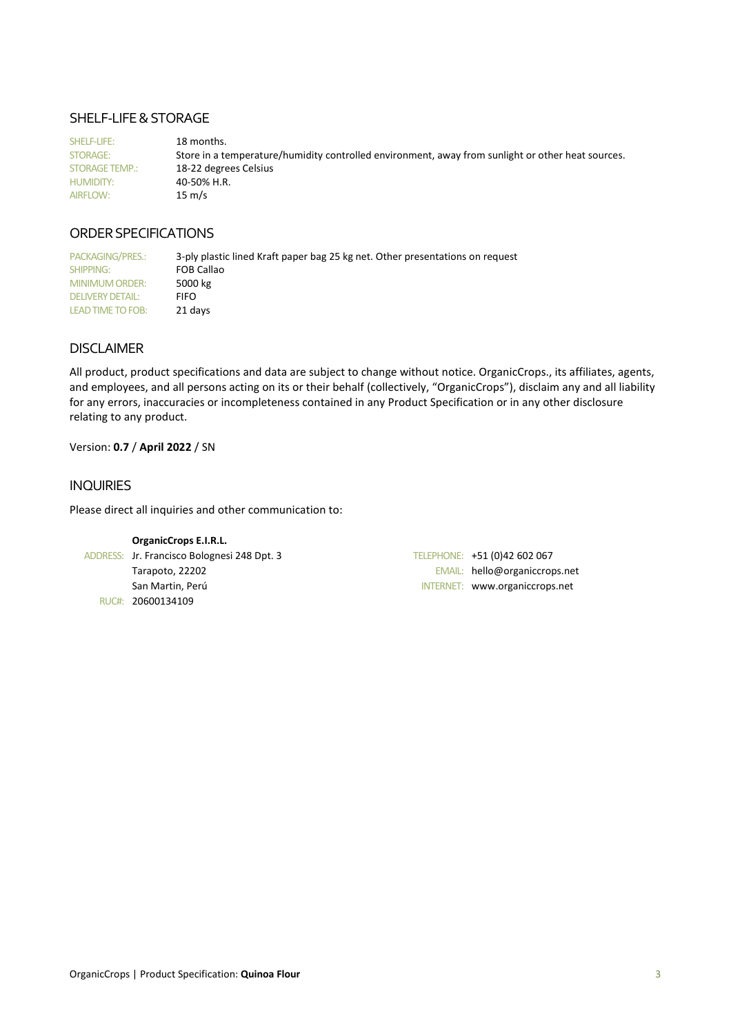## SHELF-LIFE & STORAGE

| | |
|---|---|
| SHELF-LIFE: | 18 months. |
| STORAGE: | Store in a temperature/humidity controlled environment, away from sunlight or other heat sources. |
| STORAGE TEMP.: | 18-22 degrees Celsius |
| HUMIDITY: | 40-50% H.R. |
| AIRFLOW: | 15 m/s |

## ORDER SPECIFICATIONS

| | |
|---|---|
| PACKAGING/PRES.: | 3-ply plastic lined Kraft paper bag 25 kg net. Other presentations on request |
| SHIPPING: | FOB Callao |
| MINIMUM ORDER: | 5000 kg |
| DELIVERY DETAIL: | FIFO |
| LEAD TIME TO FOB: | 21 days |

## DISCLAIMER

All product, product specifications and data are subject to change without notice. OrganicCrops., its affiliates, agents, and employees, and all persons acting on its or their behalf (collectively, "OrganicCrops"), disclaim any and all liability for any errors, inaccuracies or incompleteness contained in any Product Specification or in any other disclosure relating to any product.

Version: **0.7** / **April 2022** / SN

## INQUIRIES

Please direct all inquiries and other communication to:

**OrganicCrops E.I.R.L.**

ADDRESS: Jr. Francisco Bolognesi 248 Dpt. 3
Tarapoto, 22202
San Martin, Perú
RUC#: 20600134109

TELEPHONE: +51 (0)42 602 067
EMAIL: hello@organiccrops.net
INTERNET: www.organiccrops.net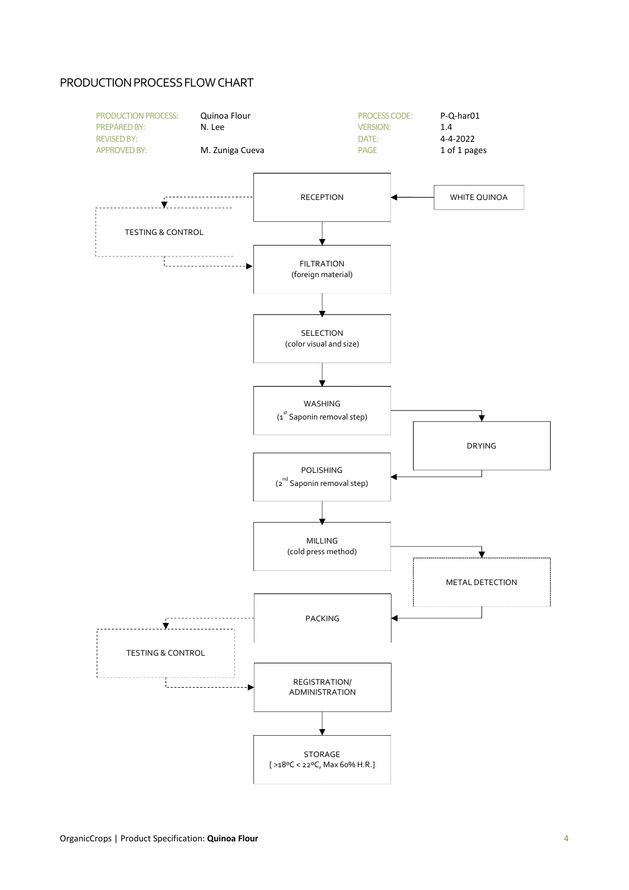## PRODUCTION PROCESS FLOW CHART

| | | | |
|---|---|---|---|
| PRODUCTION PROCESS: | Quinoa Flour | PROCESS CODE: | P-Q-har01 |
| PREPARED BY: | N. Lee | VERSION: | 1.4 |
| REVISED BY: | | DATE: | 4-4-2022 |
| APPROVED BY: | M. Zuniga Cueva | PAGE | 1 of 1 pages |

WHITE QUINOA

RECEPTION

TESTING & CONTROL

FILTRATION
(foreign material)

SELECTION
(color visual and size)

WASHING
(1st Saponin removal step)

DRYING

POLISHING
(2nd Saponin removal step)

MILLING
(cold press method)

METAL DETECTION

PACKING

TESTING & CONTROL

REGISTRATION/
ADMINISTRATION

STORAGE
[ >18ºC < 22ºC, Max 60% H.R.]